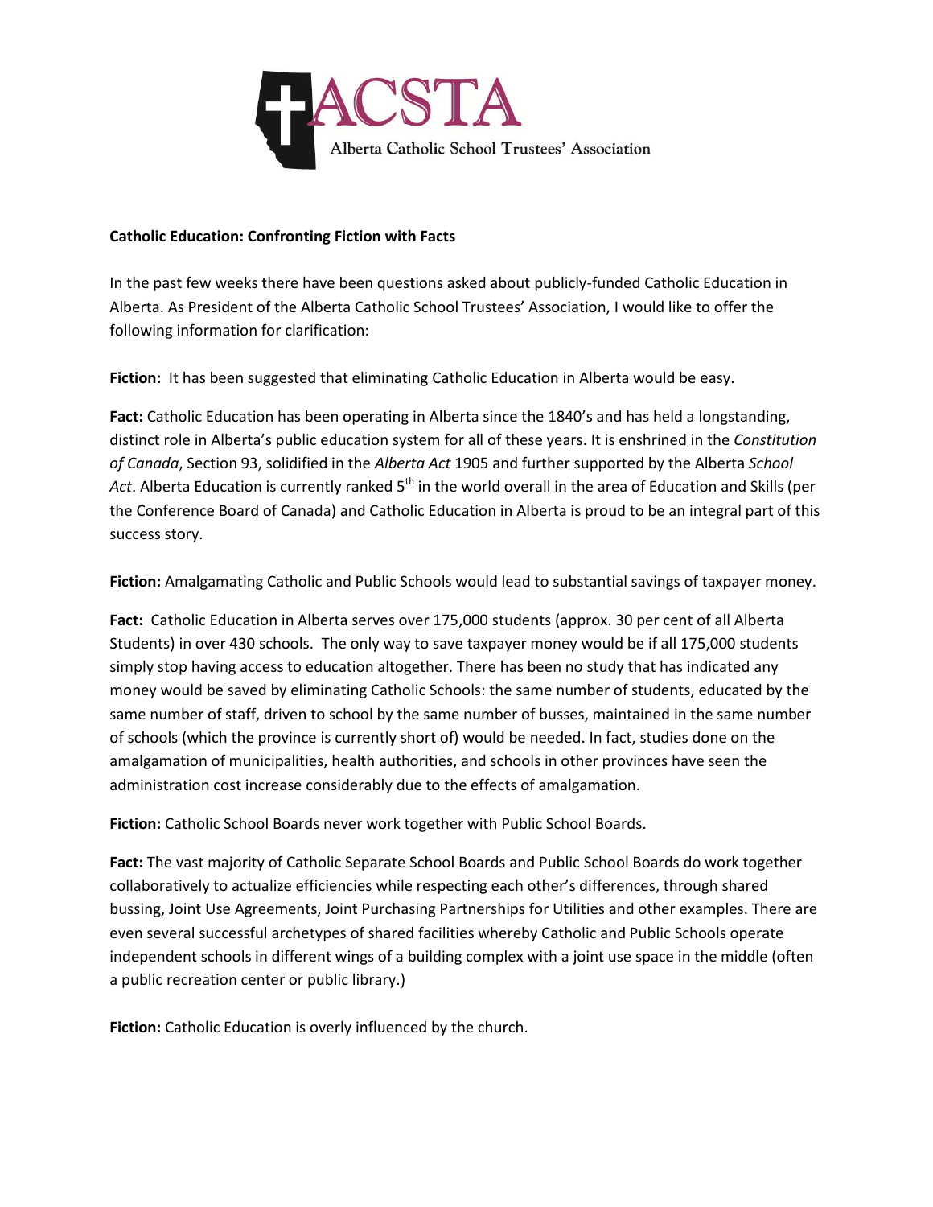ACSTA

Alberta Catholic School Trustees' Association

**Catholic Education: Confronting Fiction with Facts**

In the past few weeks there have been questions asked about publicly-funded Catholic Education in Alberta. As President of the Alberta Catholic School Trustees' Association, I would like to offer the following information for clarification:

**Fiction:** It has been suggested that eliminating Catholic Education in Alberta would be easy.

**Fact:** Catholic Education has been operating in Alberta since the 1840's and has held a longstanding, distinct role in Alberta's public education system for all of these years. It is enshrined in the *Constitution of Canada*, Section 93, solidified in the *Alberta Act* 1905 and further supported by the Alberta *School Act*. Alberta Education is currently ranked 5th in the world overall in the area of Education and Skills (per the Conference Board of Canada) and Catholic Education in Alberta is proud to be an integral part of this success story.

**Fiction:** Amalgamating Catholic and Public Schools would lead to substantial savings of taxpayer money.

**Fact:** Catholic Education in Alberta serves over 175,000 students (approx. 30 per cent of all Alberta Students) in over 430 schools. The only way to save taxpayer money would be if all 175,000 students simply stop having access to education altogether. There has been no study that has indicated any money would be saved by eliminating Catholic Schools: the same number of students, educated by the same number of staff, driven to school by the same number of busses, maintained in the same number of schools (which the province is currently short of) would be needed. In fact, studies done on the amalgamation of municipalities, health authorities, and schools in other provinces have seen the administration cost increase considerably due to the effects of amalgamation.

**Fiction:** Catholic School Boards never work together with Public School Boards.

**Fact:** The vast majority of Catholic Separate School Boards and Public School Boards do work together collaboratively to actualize efficiencies while respecting each other's differences, through shared bussing, Joint Use Agreements, Joint Purchasing Partnerships for Utilities and other examples. There are even several successful archetypes of shared facilities whereby Catholic and Public Schools operate independent schools in different wings of a building complex with a joint use space in the middle (often a public recreation center or public library.)

**Fiction:** Catholic Education is overly influenced by the church.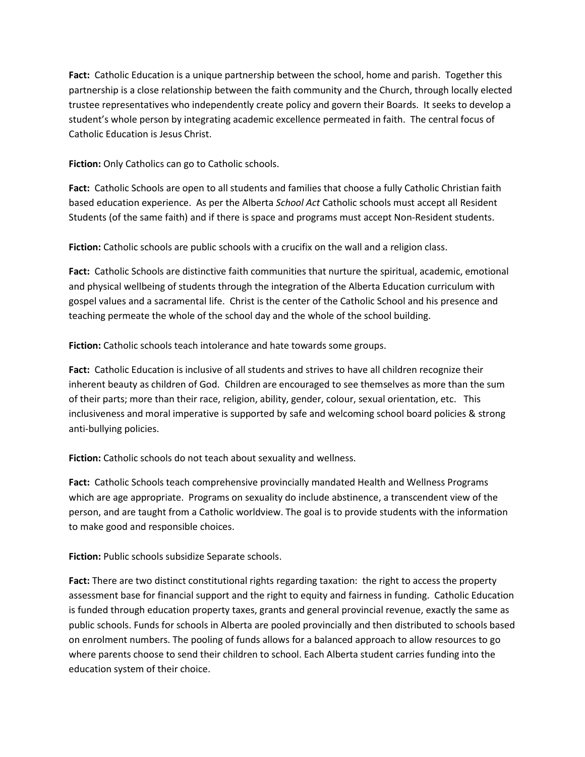**Fact:** Catholic Education is a unique partnership between the school, home and parish. Together this partnership is a close relationship between the faith community and the Church, through locally elected trustee representatives who independently create policy and govern their Boards. It seeks to develop a student's whole person by integrating academic excellence permeated in faith. The central focus of Catholic Education is Jesus Christ.

**Fiction:** Only Catholics can go to Catholic schools.

**Fact:** Catholic Schools are open to all students and families that choose a fully Catholic Christian faith based education experience. As per the Alberta *School Act* Catholic schools must accept all Resident Students (of the same faith) and if there is space and programs must accept Non-Resident students.

**Fiction:** Catholic schools are public schools with a crucifix on the wall and a religion class.

**Fact:** Catholic Schools are distinctive faith communities that nurture the spiritual, academic, emotional and physical wellbeing of students through the integration of the Alberta Education curriculum with gospel values and a sacramental life. Christ is the center of the Catholic School and his presence and teaching permeate the whole of the school day and the whole of the school building.

**Fiction:** Catholic schools teach intolerance and hate towards some groups.

**Fact:** Catholic Education is inclusive of all students and strives to have all children recognize their inherent beauty as children of God. Children are encouraged to see themselves as more than the sum of their parts; more than their race, religion, ability, gender, colour, sexual orientation, etc. This inclusiveness and moral imperative is supported by safe and welcoming school board policies & strong anti-bullying policies.

**Fiction:** Catholic schools do not teach about sexuality and wellness.

**Fact:** Catholic Schools teach comprehensive provincially mandated Health and Wellness Programs which are age appropriate. Programs on sexuality do include abstinence, a transcendent view of the person, and are taught from a Catholic worldview. The goal is to provide students with the information to make good and responsible choices.

**Fiction:** Public schools subsidize Separate schools.

**Fact:** There are two distinct constitutional rights regarding taxation: the right to access the property assessment base for financial support and the right to equity and fairness in funding. Catholic Education is funded through education property taxes, grants and general provincial revenue, exactly the same as public schools. Funds for schools in Alberta are pooled provincially and then distributed to schools based on enrolment numbers. The pooling of funds allows for a balanced approach to allow resources to go where parents choose to send their children to school. Each Alberta student carries funding into the education system of their choice.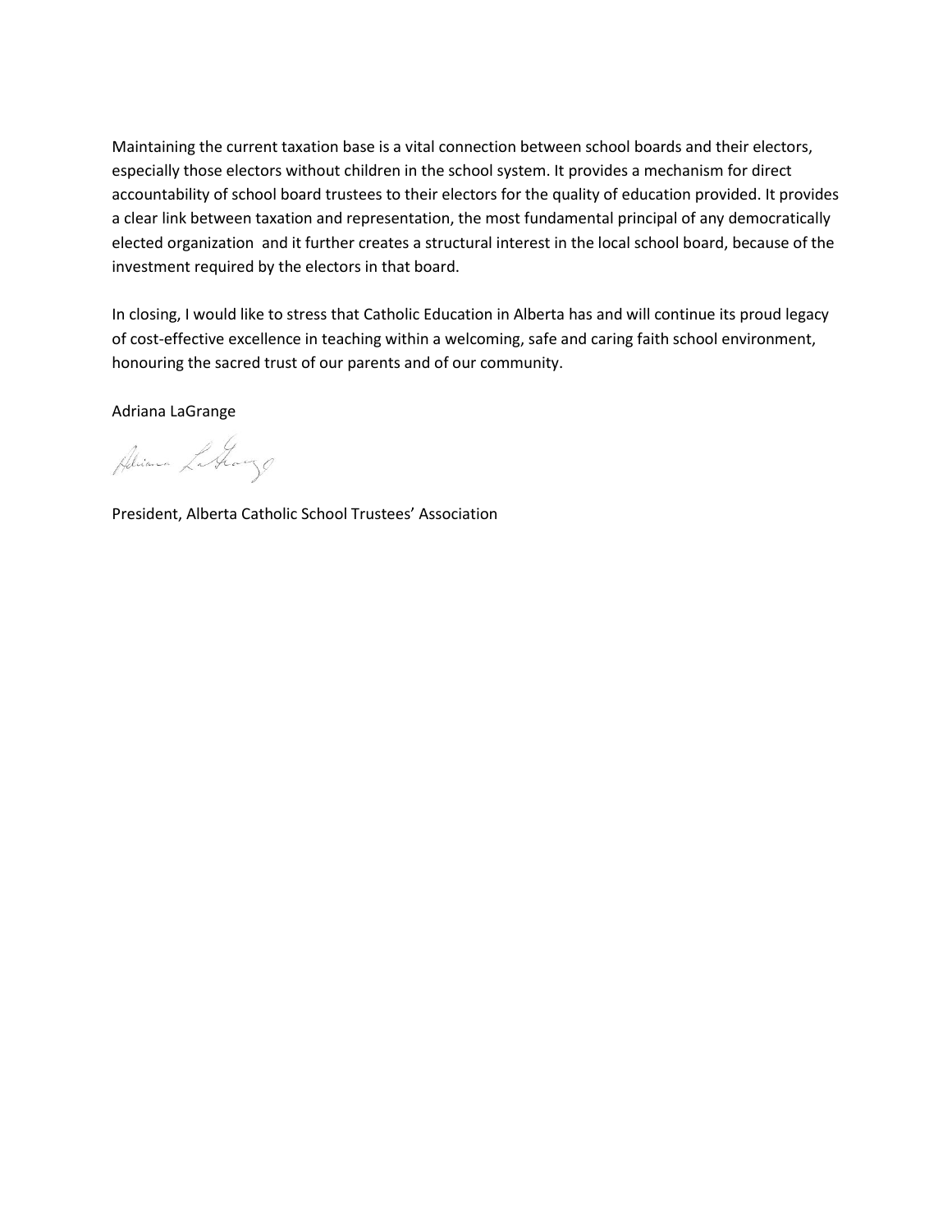Maintaining the current taxation base is a vital connection between school boards and their electors, especially those electors without children in the school system. It provides a mechanism for direct accountability of school board trustees to their electors for the quality of education provided. It provides a clear link between taxation and representation, the most fundamental principal of any democratically elected organization  and it further creates a structural interest in the local school board, because of the investment required by the electors in that board.

In closing, I would like to stress that Catholic Education in Alberta has and will continue its proud legacy of cost-effective excellence in teaching within a welcoming, safe and caring faith school environment, honouring the sacred trust of our parents and of our community.

Adriana LaGrange

President, Alberta Catholic School Trustees' Association